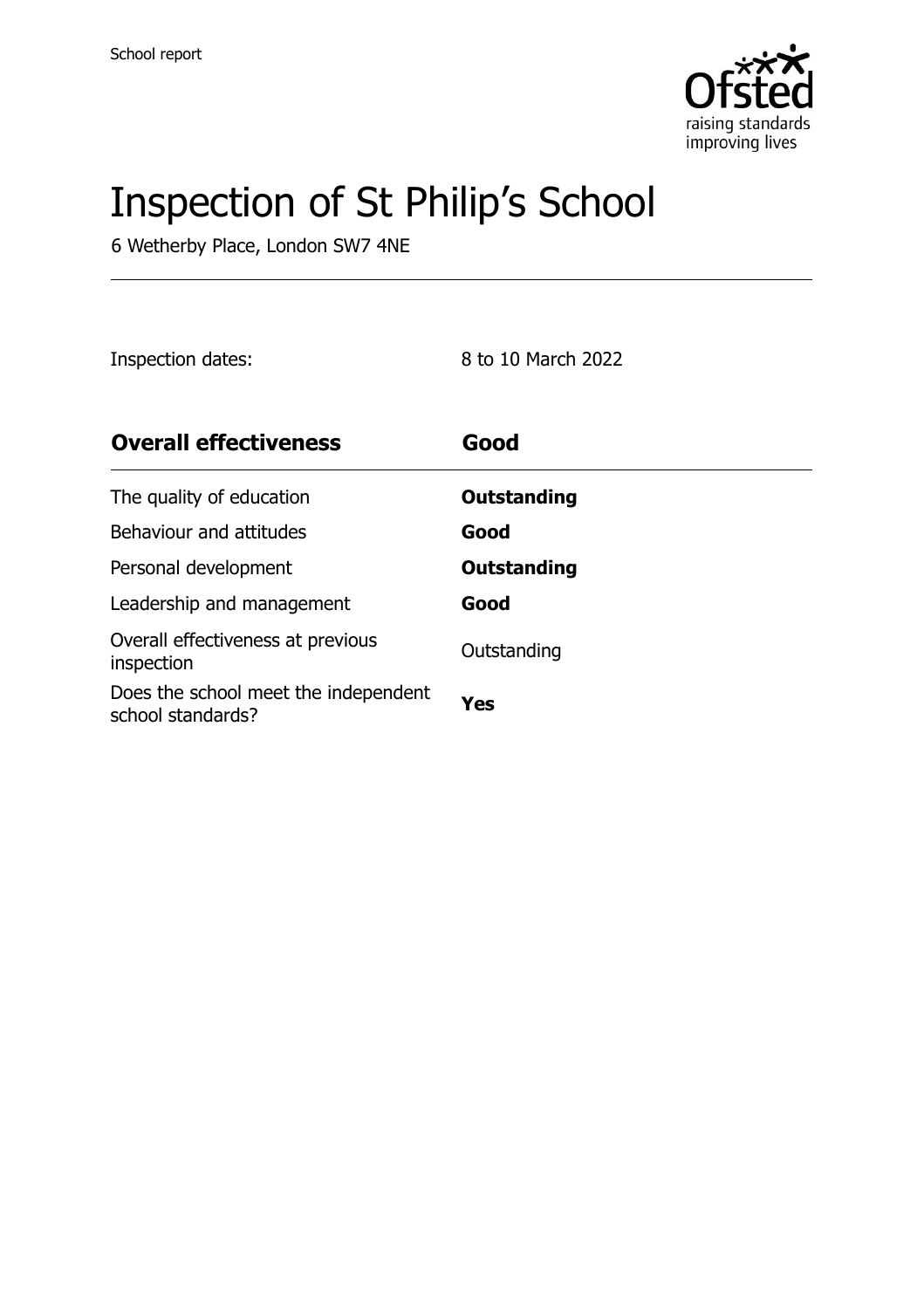School report

# Inspection of St Philip's School

6 Wetherby Place, London SW7 4NE

Inspection dates: 8 to 10 March 2022

| | |
|---|---|
| **Overall effectiveness** | **Good** |
| The quality of education | **Outstanding** |
| Behaviour and attitudes | **Good** |
| Personal development | **Outstanding** |
| Leadership and management | **Good** |
| Overall effectiveness at previous inspection | Outstanding |
| Does the school meet the independent school standards? | **Yes** |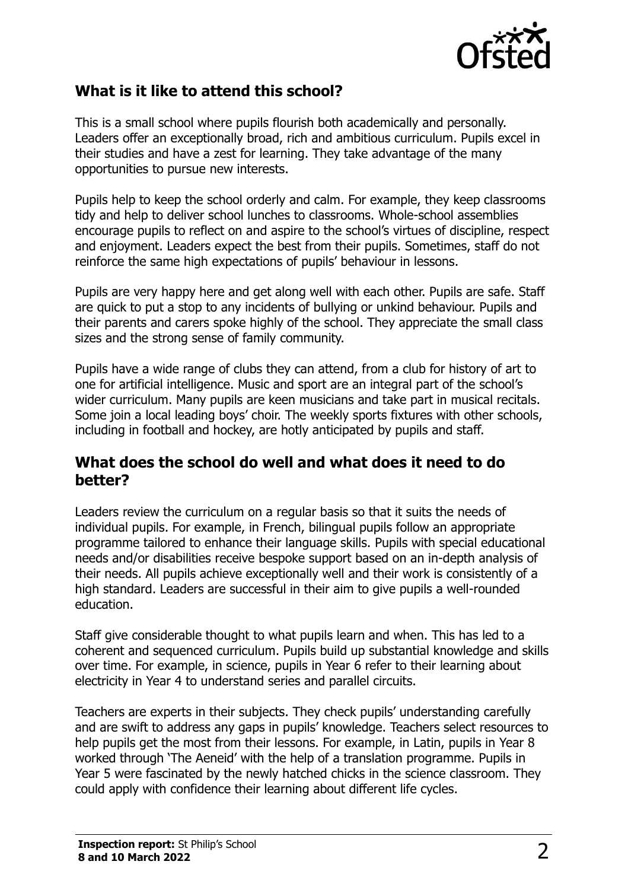## What is it like to attend this school?

This is a small school where pupils flourish both academically and personally. Leaders offer an exceptionally broad, rich and ambitious curriculum. Pupils excel in their studies and have a zest for learning. They take advantage of the many opportunities to pursue new interests.

Pupils help to keep the school orderly and calm. For example, they keep classrooms tidy and help to deliver school lunches to classrooms. Whole-school assemblies encourage pupils to reflect on and aspire to the school's virtues of discipline, respect and enjoyment. Leaders expect the best from their pupils. Sometimes, staff do not reinforce the same high expectations of pupils' behaviour in lessons.

Pupils are very happy here and get along well with each other. Pupils are safe. Staff are quick to put a stop to any incidents of bullying or unkind behaviour. Pupils and their parents and carers spoke highly of the school. They appreciate the small class sizes and the strong sense of family community.

Pupils have a wide range of clubs they can attend, from a club for history of art to one for artificial intelligence. Music and sport are an integral part of the school's wider curriculum. Many pupils are keen musicians and take part in musical recitals. Some join a local leading boys' choir. The weekly sports fixtures with other schools, including in football and hockey, are hotly anticipated by pupils and staff.

## What does the school do well and what does it need to do better?

Leaders review the curriculum on a regular basis so that it suits the needs of individual pupils. For example, in French, bilingual pupils follow an appropriate programme tailored to enhance their language skills. Pupils with special educational needs and/or disabilities receive bespoke support based on an in-depth analysis of their needs. All pupils achieve exceptionally well and their work is consistently of a high standard. Leaders are successful in their aim to give pupils a well-rounded education.

Staff give considerable thought to what pupils learn and when. This has led to a coherent and sequenced curriculum. Pupils build up substantial knowledge and skills over time. For example, in science, pupils in Year 6 refer to their learning about electricity in Year 4 to understand series and parallel circuits.

Teachers are experts in their subjects. They check pupils' understanding carefully and are swift to address any gaps in pupils' knowledge. Teachers select resources to help pupils get the most from their lessons. For example, in Latin, pupils in Year 8 worked through 'The Aeneid' with the help of a translation programme. Pupils in Year 5 were fascinated by the newly hatched chicks in the science classroom. They could apply with confidence their learning about different life cycles.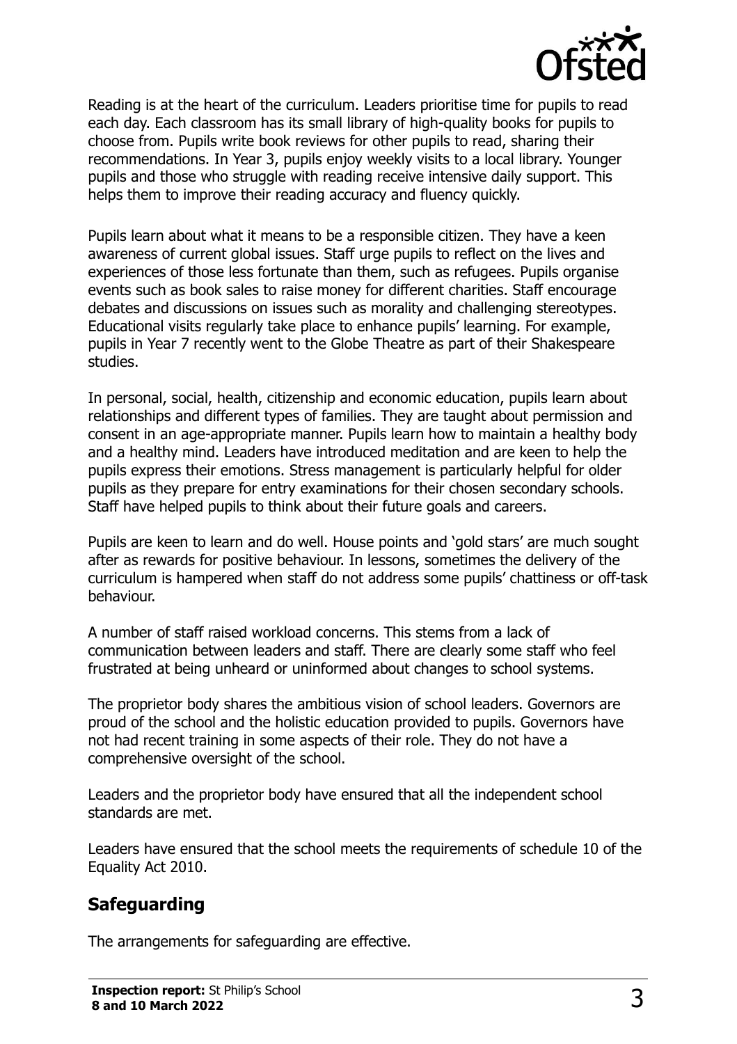Reading is at the heart of the curriculum. Leaders prioritise time for pupils to read each day. Each classroom has its small library of high-quality books for pupils to choose from. Pupils write book reviews for other pupils to read, sharing their recommendations. In Year 3, pupils enjoy weekly visits to a local library. Younger pupils and those who struggle with reading receive intensive daily support. This helps them to improve their reading accuracy and fluency quickly.

Pupils learn about what it means to be a responsible citizen. They have a keen awareness of current global issues. Staff urge pupils to reflect on the lives and experiences of those less fortunate than them, such as refugees. Pupils organise events such as book sales to raise money for different charities. Staff encourage debates and discussions on issues such as morality and challenging stereotypes. Educational visits regularly take place to enhance pupils' learning. For example, pupils in Year 7 recently went to the Globe Theatre as part of their Shakespeare studies.

In personal, social, health, citizenship and economic education, pupils learn about relationships and different types of families. They are taught about permission and consent in an age-appropriate manner. Pupils learn how to maintain a healthy body and a healthy mind. Leaders have introduced meditation and are keen to help the pupils express their emotions. Stress management is particularly helpful for older pupils as they prepare for entry examinations for their chosen secondary schools. Staff have helped pupils to think about their future goals and careers.

Pupils are keen to learn and do well. House points and 'gold stars' are much sought after as rewards for positive behaviour. In lessons, sometimes the delivery of the curriculum is hampered when staff do not address some pupils' chattiness or off-task behaviour.

A number of staff raised workload concerns. This stems from a lack of communication between leaders and staff. There are clearly some staff who feel frustrated at being unheard or uninformed about changes to school systems.

The proprietor body shares the ambitious vision of school leaders. Governors are proud of the school and the holistic education provided to pupils. Governors have not had recent training in some aspects of their role. They do not have a comprehensive oversight of the school.

Leaders and the proprietor body have ensured that all the independent school standards are met.

Leaders have ensured that the school meets the requirements of schedule 10 of the Equality Act 2010.

## Safeguarding

The arrangements for safeguarding are effective.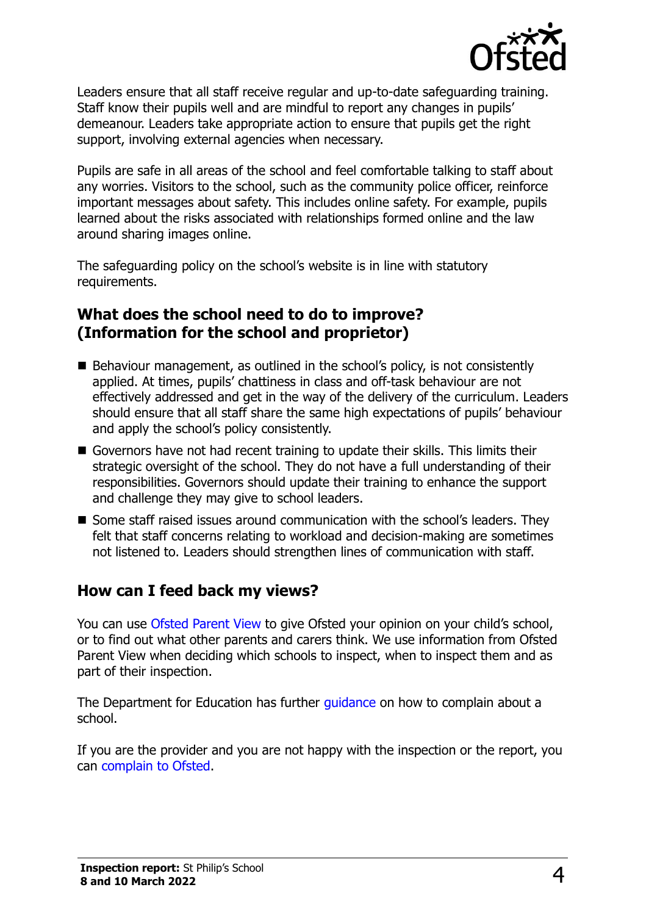Leaders ensure that all staff receive regular and up-to-date safeguarding training. Staff know their pupils well and are mindful to report any changes in pupils' demeanour. Leaders take appropriate action to ensure that pupils get the right support, involving external agencies when necessary.

Pupils are safe in all areas of the school and feel comfortable talking to staff about any worries. Visitors to the school, such as the community police officer, reinforce important messages about safety. This includes online safety. For example, pupils learned about the risks associated with relationships formed online and the law around sharing images online.

The safeguarding policy on the school's website is in line with statutory requirements.

## What does the school need to do to improve? (Information for the school and proprietor)

- Behaviour management, as outlined in the school's policy, is not consistently applied. At times, pupils' chattiness in class and off-task behaviour are not effectively addressed and get in the way of the delivery of the curriculum. Leaders should ensure that all staff share the same high expectations of pupils' behaviour and apply the school's policy consistently.
- Governors have not had recent training to update their skills. This limits their strategic oversight of the school. They do not have a full understanding of their responsibilities. Governors should update their training to enhance the support and challenge they may give to school leaders.
- Some staff raised issues around communication with the school's leaders. They felt that staff concerns relating to workload and decision-making are sometimes not listened to. Leaders should strengthen lines of communication with staff.

## How can I feed back my views?

You can use Ofsted Parent View to give Ofsted your opinion on your child's school, or to find out what other parents and carers think. We use information from Ofsted Parent View when deciding which schools to inspect, when to inspect them and as part of their inspection.

The Department for Education has further guidance on how to complain about a school.

If you are the provider and you are not happy with the inspection or the report, you can complain to Ofsted.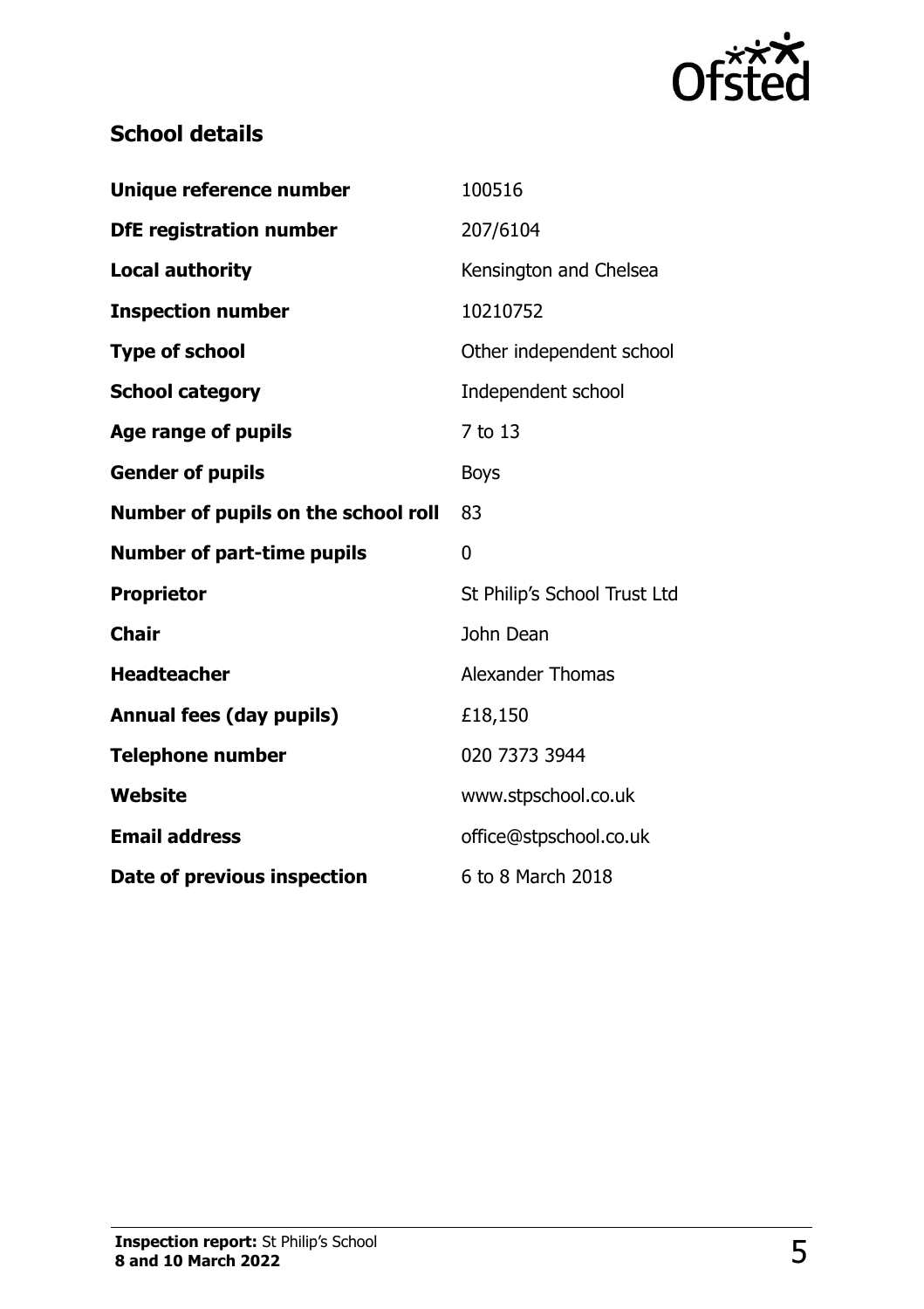## School details

| | |
|---|---|
| **Unique reference number** | 100516 |
| **DfE registration number** | 207/6104 |
| **Local authority** | Kensington and Chelsea |
| **Inspection number** | 10210752 |
| **Type of school** | Other independent school |
| **School category** | Independent school |
| **Age range of pupils** | 7 to 13 |
| **Gender of pupils** | Boys |
| **Number of pupils on the school roll** | 83 |
| **Number of part-time pupils** | 0 |
| **Proprietor** | St Philip's School Trust Ltd |
| **Chair** | John Dean |
| **Headteacher** | Alexander Thomas |
| **Annual fees (day pupils)** | £18,150 |
| **Telephone number** | 020 7373 3944 |
| **Website** | www.stpschool.co.uk |
| **Email address** | office@stpschool.co.uk |
| **Date of previous inspection** | 6 to 8 March 2018 |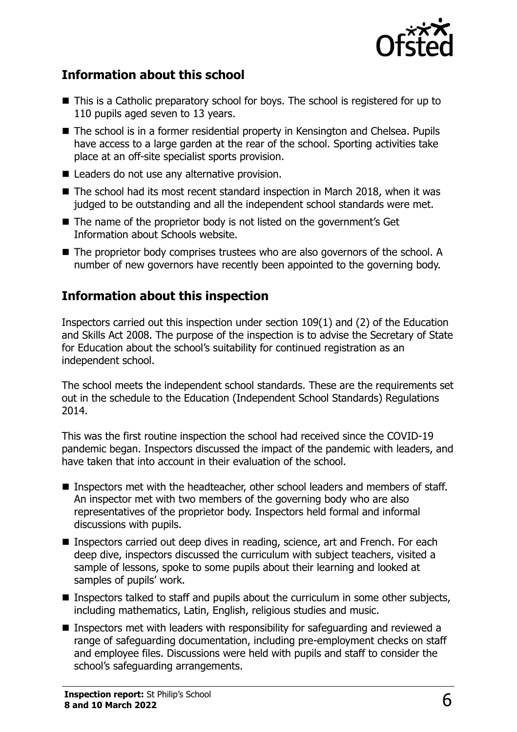## Information about this school

- This is a Catholic preparatory school for boys. The school is registered for up to 110 pupils aged seven to 13 years.
- The school is in a former residential property in Kensington and Chelsea. Pupils have access to a large garden at the rear of the school. Sporting activities take place at an off-site specialist sports provision.
- Leaders do not use any alternative provision.
- The school had its most recent standard inspection in March 2018, when it was judged to be outstanding and all the independent school standards were met.
- The name of the proprietor body is not listed on the government's Get Information about Schools website.
- The proprietor body comprises trustees who are also governors of the school. A number of new governors have recently been appointed to the governing body.

## Information about this inspection

Inspectors carried out this inspection under section 109(1) and (2) of the Education and Skills Act 2008. The purpose of the inspection is to advise the Secretary of State for Education about the school's suitability for continued registration as an independent school.

The school meets the independent school standards. These are the requirements set out in the schedule to the Education (Independent School Standards) Regulations 2014.

This was the first routine inspection the school had received since the COVID-19 pandemic began. Inspectors discussed the impact of the pandemic with leaders, and have taken that into account in their evaluation of the school.

- Inspectors met with the headteacher, other school leaders and members of staff. An inspector met with two members of the governing body who are also representatives of the proprietor body. Inspectors held formal and informal discussions with pupils.
- Inspectors carried out deep dives in reading, science, art and French. For each deep dive, inspectors discussed the curriculum with subject teachers, visited a sample of lessons, spoke to some pupils about their learning and looked at samples of pupils' work.
- Inspectors talked to staff and pupils about the curriculum in some other subjects, including mathematics, Latin, English, religious studies and music.
- Inspectors met with leaders with responsibility for safeguarding and reviewed a range of safeguarding documentation, including pre-employment checks on staff and employee files. Discussions were held with pupils and staff to consider the school's safeguarding arrangements.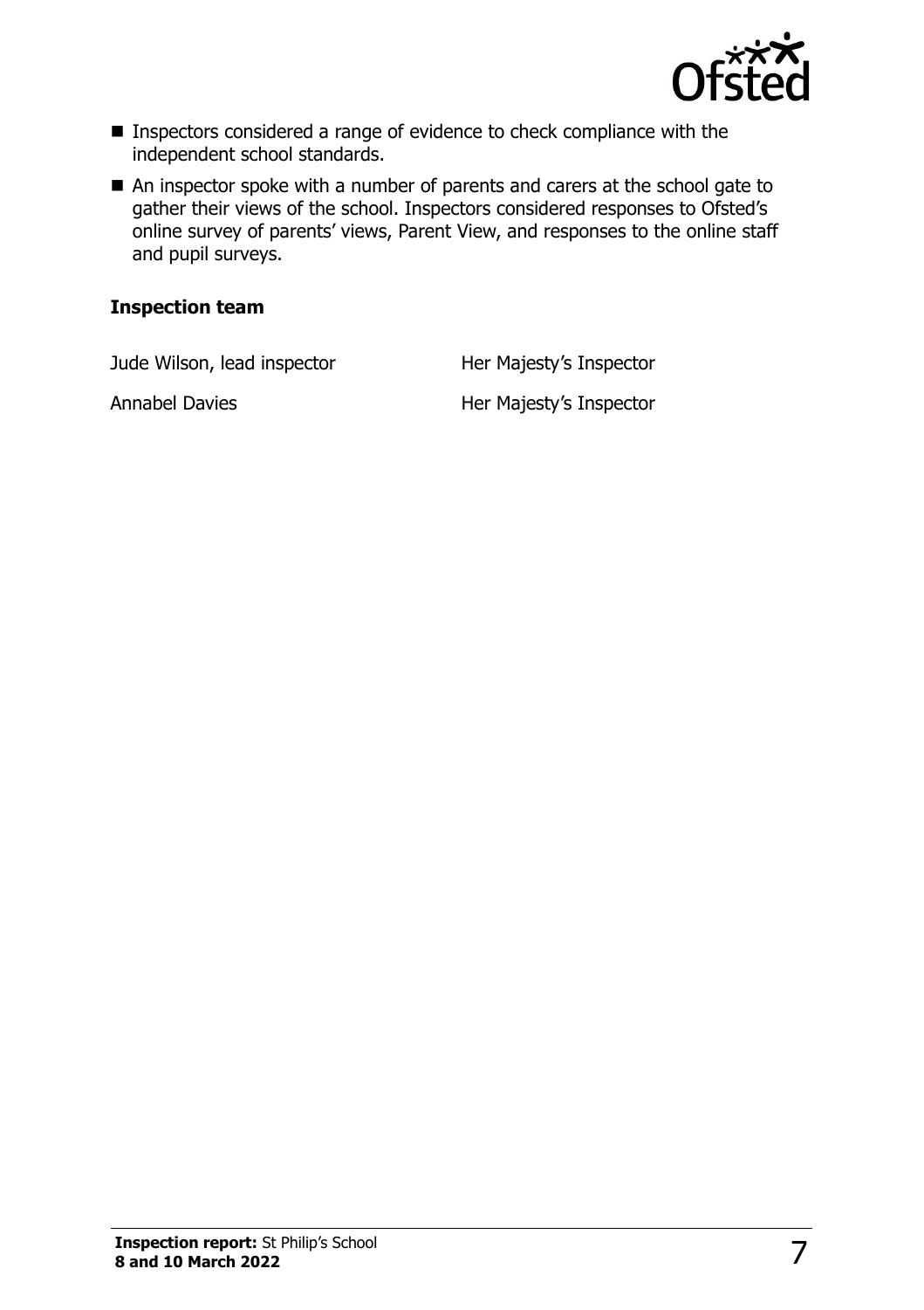- Inspectors considered a range of evidence to check compliance with the independent school standards.
- An inspector spoke with a number of parents and carers at the school gate to gather their views of the school. Inspectors considered responses to Ofsted's online survey of parents' views, Parent View, and responses to the online staff and pupil surveys.

### Inspection team

| | |
|---|---|
| Jude Wilson, lead inspector | Her Majesty's Inspector |
| Annabel Davies | Her Majesty's Inspector |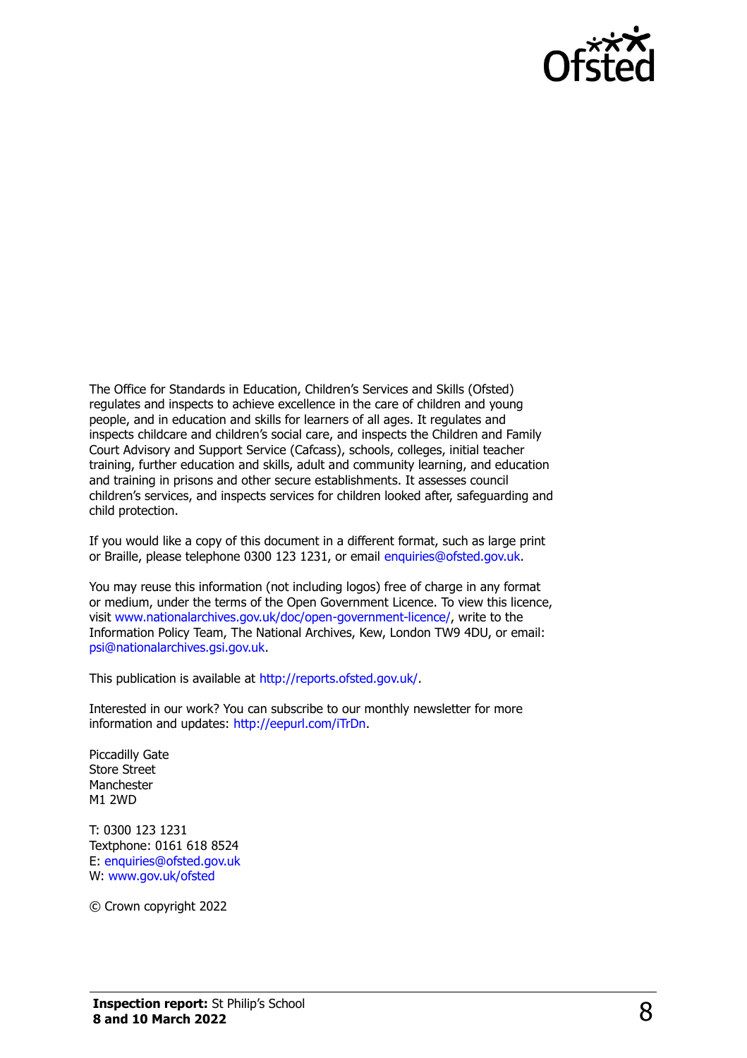The Office for Standards in Education, Children's Services and Skills (Ofsted) regulates and inspects to achieve excellence in the care of children and young people, and in education and skills for learners of all ages. It regulates and inspects childcare and children's social care, and inspects the Children and Family Court Advisory and Support Service (Cafcass), schools, colleges, initial teacher training, further education and skills, adult and community learning, and education and training in prisons and other secure establishments. It assesses council children's services, and inspects services for children looked after, safeguarding and child protection.

If you would like a copy of this document in a different format, such as large print or Braille, please telephone 0300 123 1231, or email enquiries@ofsted.gov.uk.

You may reuse this information (not including logos) free of charge in any format or medium, under the terms of the Open Government Licence. To view this licence, visit www.nationalarchives.gov.uk/doc/open-government-licence/, write to the Information Policy Team, The National Archives, Kew, London TW9 4DU, or email: psi@nationalarchives.gsi.gov.uk.

This publication is available at http://reports.ofsted.gov.uk/.

Interested in our work? You can subscribe to our monthly newsletter for more information and updates: http://eepurl.com/iTrDn.

Piccadilly Gate
Store Street
Manchester
M1 2WD

T: 0300 123 1231
Textphone: 0161 618 8524
E: enquiries@ofsted.gov.uk
W: www.gov.uk/ofsted

© Crown copyright 2022